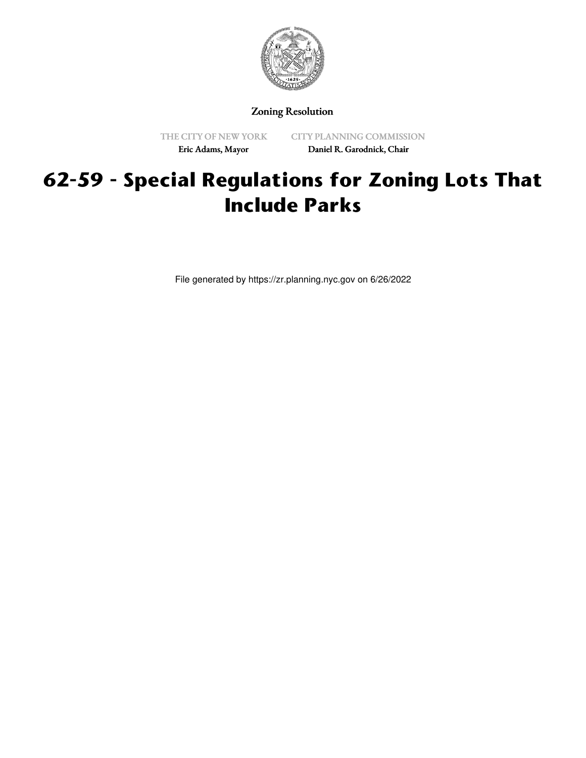Zoning Resolution

THE CITY OF NEW YORK
Eric Adams, Mayor

CITY PLANNING COMMISSION
Daniel R. Garodnick, Chair

# 62-59 - Special Regulations for Zoning Lots That Include Parks

File generated by https://zr.planning.nyc.gov on 6/26/2022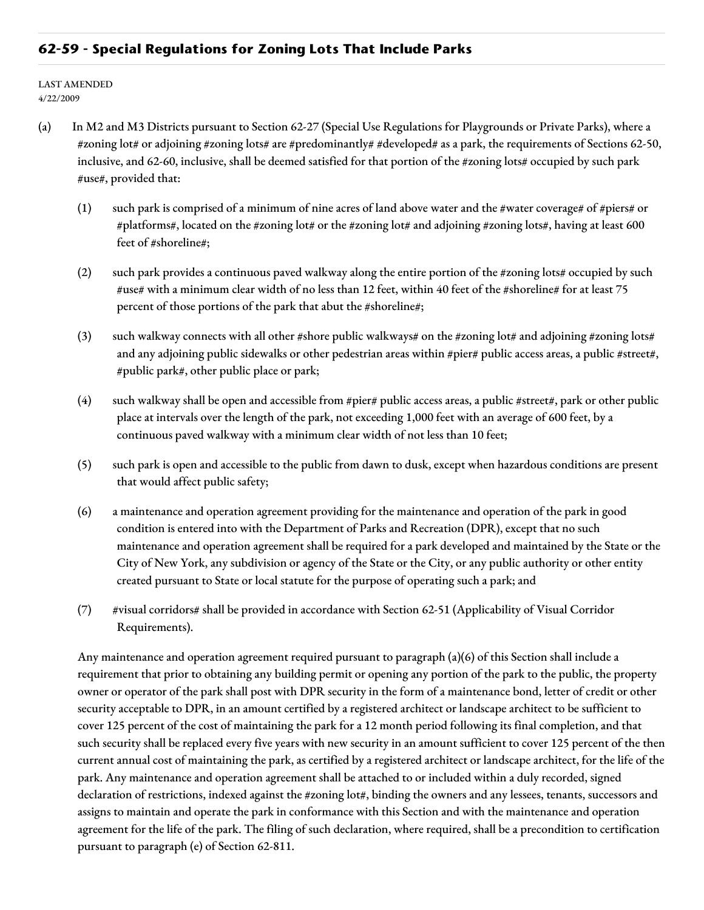## 62-59 - Special Regulations for Zoning Lots That Include Parks

LAST AMENDED
4/22/2009

(a) In M2 and M3 Districts pursuant to Section 62-27 (Special Use Regulations for Playgrounds or Private Parks), where a #zoning lot# or adjoining #zoning lots# are #predominantly# #developed# as a park, the requirements of Sections 62-50, inclusive, and 62-60, inclusive, shall be deemed satisfied for that portion of the #zoning lots# occupied by such park #use#, provided that:

(1) such park is comprised of a minimum of nine acres of land above water and the #water coverage# of #piers# or #platforms#, located on the #zoning lot# or the #zoning lot# and adjoining #zoning lots#, having at least 600 feet of #shoreline#;

(2) such park provides a continuous paved walkway along the entire portion of the #zoning lots# occupied by such #use# with a minimum clear width of no less than 12 feet, within 40 feet of the #shoreline# for at least 75 percent of those portions of the park that abut the #shoreline#;

(3) such walkway connects with all other #shore public walkways# on the #zoning lot# and adjoining #zoning lots# and any adjoining public sidewalks or other pedestrian areas within #pier# public access areas, a public #street#, #public park#, other public place or park;

(4) such walkway shall be open and accessible from #pier# public access areas, a public #street#, park or other public place at intervals over the length of the park, not exceeding 1,000 feet with an average of 600 feet, by a continuous paved walkway with a minimum clear width of not less than 10 feet;

(5) such park is open and accessible to the public from dawn to dusk, except when hazardous conditions are present that would affect public safety;

(6) a maintenance and operation agreement providing for the maintenance and operation of the park in good condition is entered into with the Department of Parks and Recreation (DPR), except that no such maintenance and operation agreement shall be required for a park developed and maintained by the State or the City of New York, any subdivision or agency of the State or the City, or any public authority or other entity created pursuant to State or local statute for the purpose of operating such a park; and

(7) #visual corridors# shall be provided in accordance with Section 62-51 (Applicability of Visual Corridor Requirements).

Any maintenance and operation agreement required pursuant to paragraph (a)(6) of this Section shall include a requirement that prior to obtaining any building permit or opening any portion of the park to the public, the property owner or operator of the park shall post with DPR security in the form of a maintenance bond, letter of credit or other security acceptable to DPR, in an amount certified by a registered architect or landscape architect to be sufficient to cover 125 percent of the cost of maintaining the park for a 12 month period following its final completion, and that such security shall be replaced every five years with new security in an amount sufficient to cover 125 percent of the then current annual cost of maintaining the park, as certified by a registered architect or landscape architect, for the life of the park. Any maintenance and operation agreement shall be attached to or included within a duly recorded, signed declaration of restrictions, indexed against the #zoning lot#, binding the owners and any lessees, tenants, successors and assigns to maintain and operate the park in conformance with this Section and with the maintenance and operation agreement for the life of the park. The filing of such declaration, where required, shall be a precondition to certification pursuant to paragraph (e) of Section 62-811.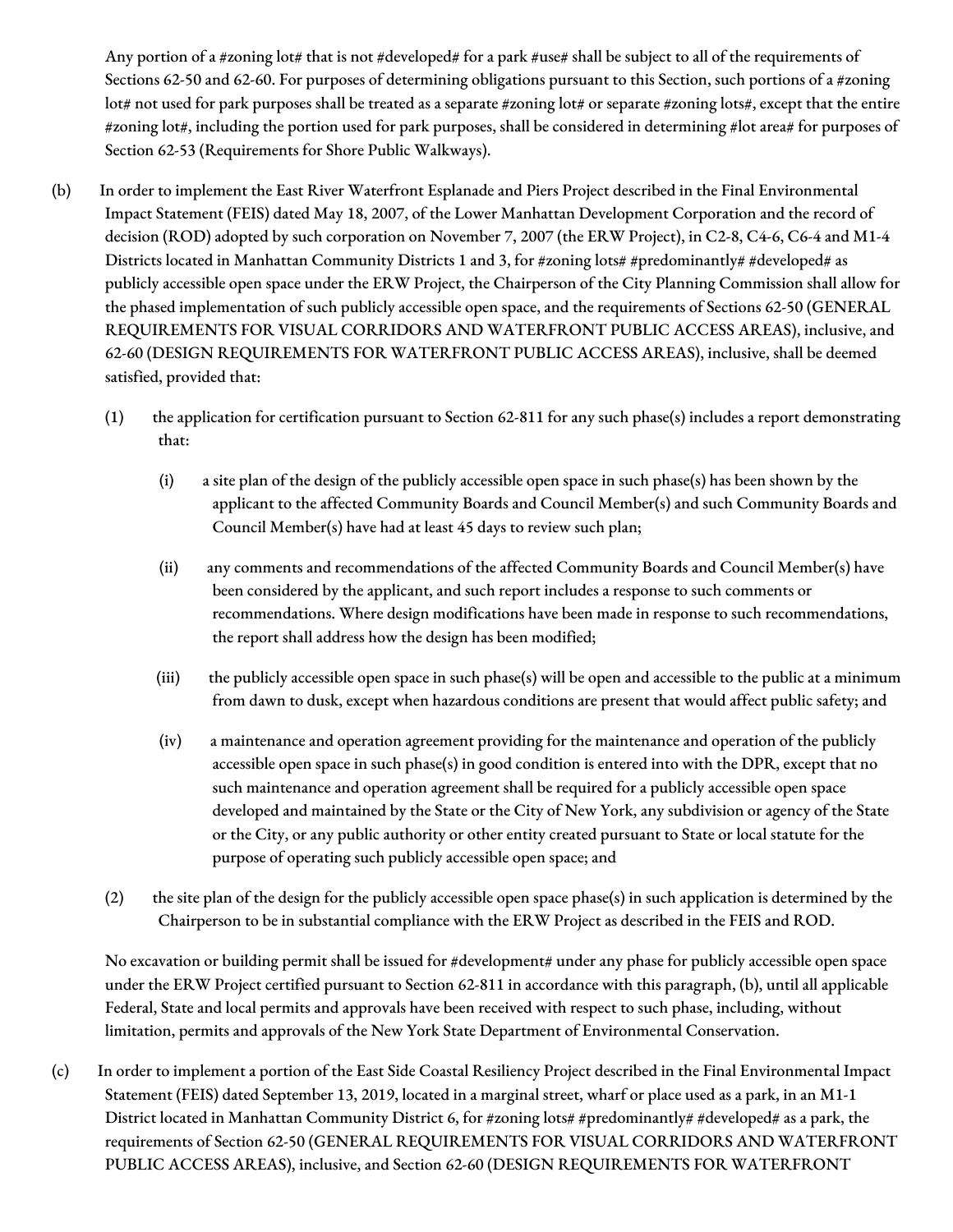Any portion of a #zoning lot# that is not #developed# for a park #use# shall be subject to all of the requirements of Sections 62-50 and 62-60. For purposes of determining obligations pursuant to this Section, such portions of a #zoning lot# not used for park purposes shall be treated as a separate #zoning lot# or separate #zoning lots#, except that the entire #zoning lot#, including the portion used for park purposes, shall be considered in determining #lot area# for purposes of Section 62-53 (Requirements for Shore Public Walkways).

(b) In order to implement the East River Waterfront Esplanade and Piers Project described in the Final Environmental Impact Statement (FEIS) dated May 18, 2007, of the Lower Manhattan Development Corporation and the record of decision (ROD) adopted by such corporation on November 7, 2007 (the ERW Project), in C2-8, C4-6, C6-4 and M1-4 Districts located in Manhattan Community Districts 1 and 3, for #zoning lots# #predominantly# #developed# as publicly accessible open space under the ERW Project, the Chairperson of the City Planning Commission shall allow for the phased implementation of such publicly accessible open space, and the requirements of Sections 62-50 (GENERAL REQUIREMENTS FOR VISUAL CORRIDORS AND WATERFRONT PUBLIC ACCESS AREAS), inclusive, and 62-60 (DESIGN REQUIREMENTS FOR WATERFRONT PUBLIC ACCESS AREAS), inclusive, shall be deemed satisfied, provided that:

   (1) the application for certification pursuant to Section 62-811 for any such phase(s) includes a report demonstrating that:

      (i) a site plan of the design of the publicly accessible open space in such phase(s) has been shown by the applicant to the affected Community Boards and Council Member(s) and such Community Boards and Council Member(s) have had at least 45 days to review such plan;

      (ii) any comments and recommendations of the affected Community Boards and Council Member(s) have been considered by the applicant, and such report includes a response to such comments or recommendations. Where design modifications have been made in response to such recommendations, the report shall address how the design has been modified;

      (iii) the publicly accessible open space in such phase(s) will be open and accessible to the public at a minimum from dawn to dusk, except when hazardous conditions are present that would affect public safety; and

      (iv) a maintenance and operation agreement providing for the maintenance and operation of the publicly accessible open space in such phase(s) in good condition is entered into with the DPR, except that no such maintenance and operation agreement shall be required for a publicly accessible open space developed and maintained by the State or the City of New York, any subdivision or agency of the State or the City, or any public authority or other entity created pursuant to State or local statute for the purpose of operating such publicly accessible open space; and

   (2) the site plan of the design for the publicly accessible open space phase(s) in such application is determined by the Chairperson to be in substantial compliance with the ERW Project as described in the FEIS and ROD.

   No excavation or building permit shall be issued for #development# under any phase for publicly accessible open space under the ERW Project certified pursuant to Section 62-811 in accordance with this paragraph, (b), until all applicable Federal, State and local permits and approvals have been received with respect to such phase, including, without limitation, permits and approvals of the New York State Department of Environmental Conservation.

(c) In order to implement a portion of the East Side Coastal Resiliency Project described in the Final Environmental Impact Statement (FEIS) dated September 13, 2019, located in a marginal street, wharf or place used as a park, in an M1-1 District located in Manhattan Community District 6, for #zoning lots# #predominantly# #developed# as a park, the requirements of Section 62-50 (GENERAL REQUIREMENTS FOR VISUAL CORRIDORS AND WATERFRONT PUBLIC ACCESS AREAS), inclusive, and Section 62-60 (DESIGN REQUIREMENTS FOR WATERFRONT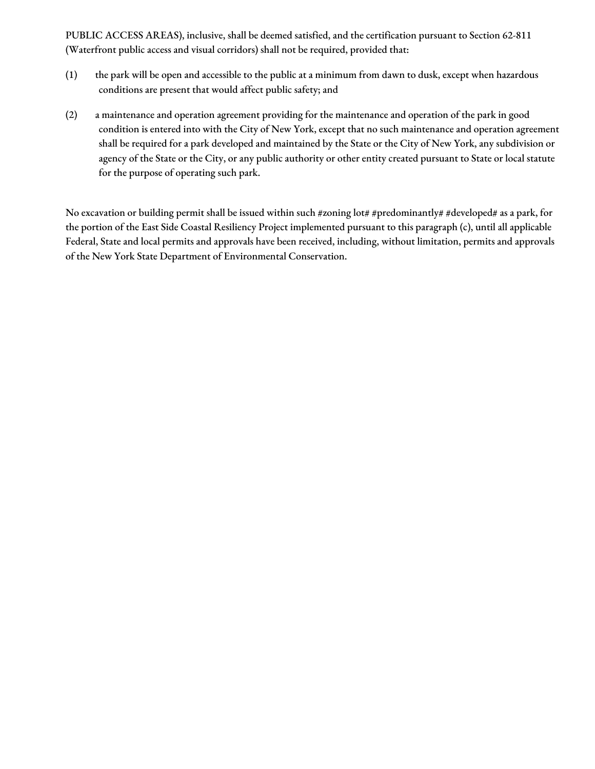PUBLIC ACCESS AREAS), inclusive, shall be deemed satisfied, and the certification pursuant to Section 62-811 (Waterfront public access and visual corridors) shall not be required, provided that:

(1) the park will be open and accessible to the public at a minimum from dawn to dusk, except when hazardous conditions are present that would affect public safety; and

(2) a maintenance and operation agreement providing for the maintenance and operation of the park in good condition is entered into with the City of New York, except that no such maintenance and operation agreement shall be required for a park developed and maintained by the State or the City of New York, any subdivision or agency of the State or the City, or any public authority or other entity created pursuant to State or local statute for the purpose of operating such park.

No excavation or building permit shall be issued within such #zoning lot# #predominantly# #developed# as a park, for the portion of the East Side Coastal Resiliency Project implemented pursuant to this paragraph (c), until all applicable Federal, State and local permits and approvals have been received, including, without limitation, permits and approvals of the New York State Department of Environmental Conservation.